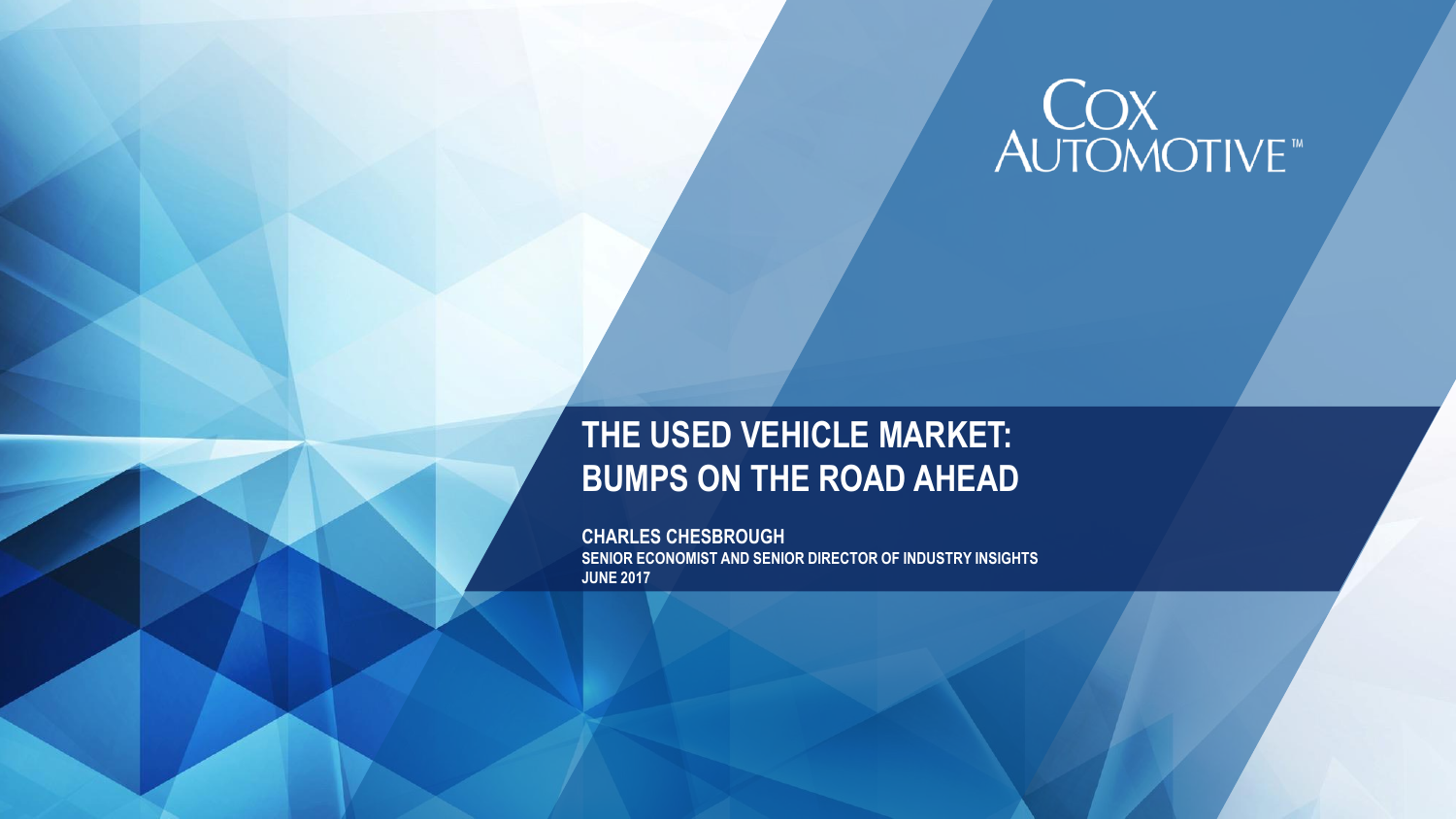COX AUTOMOTIVE™

# THE USED VEHICLE MARKET: BUMPS ON THE ROAD AHEAD

**CHARLES CHESBROUGH**

**SENIOR ECONOMIST AND SENIOR DIRECTOR OF INDUSTRY INSIGHTS**

**JUNE 2017**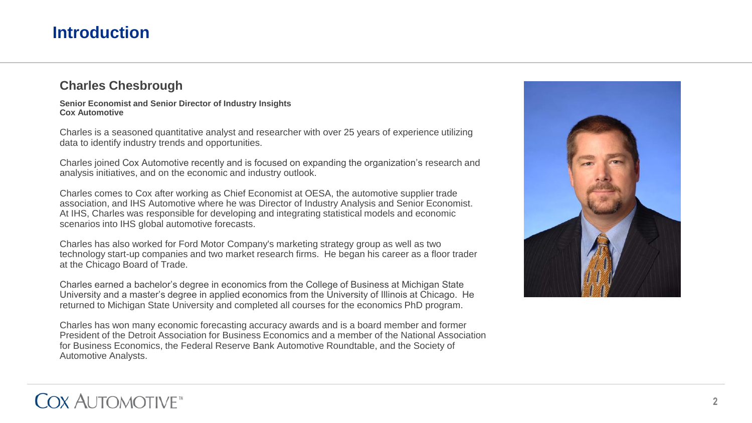# Introduction

## Charles Chesbrough

**Senior Economist and Senior Director of Industry Insights**
**Cox Automotive**

Charles is a seasoned quantitative analyst and researcher with over 25 years of experience utilizing data to identify industry trends and opportunities.

Charles joined Cox Automotive recently and is focused on expanding the organization's research and analysis initiatives, and on the economic and industry outlook.

Charles comes to Cox after working as Chief Economist at OESA, the automotive supplier trade association, and IHS Automotive where he was Director of Industry Analysis and Senior Economist. At IHS, Charles was responsible for developing and integrating statistical models and economic scenarios into IHS global automotive forecasts.

Charles has also worked for Ford Motor Company's marketing strategy group as well as two technology start-up companies and two market research firms. He began his career as a floor trader at the Chicago Board of Trade.

Charles earned a bachelor's degree in economics from the College of Business at Michigan State University and a master's degree in applied economics from the University of Illinois at Chicago. He returned to Michigan State University and completed all courses for the economics PhD program.

Charles has won many economic forecasting accuracy awards and is a board member and former President of the Detroit Association for Business Economics and a member of the National Association for Business Economics, the Federal Reserve Bank Automotive Roundtable, and the Society of Automotive Analysts.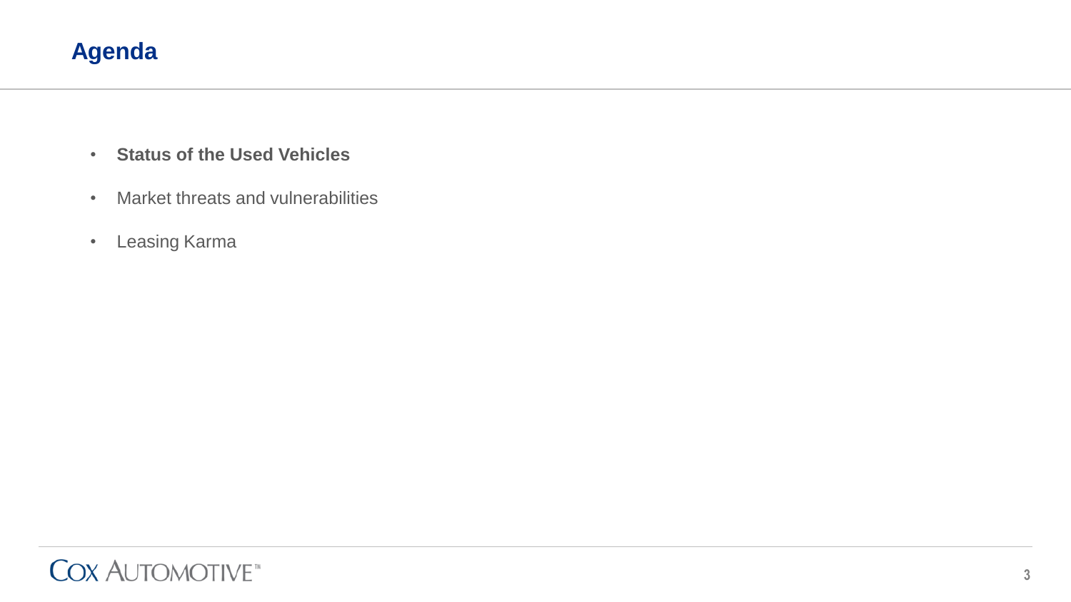# Agenda

- **Status of the Used Vehicles**
- Market threats and vulnerabilities
- Leasing Karma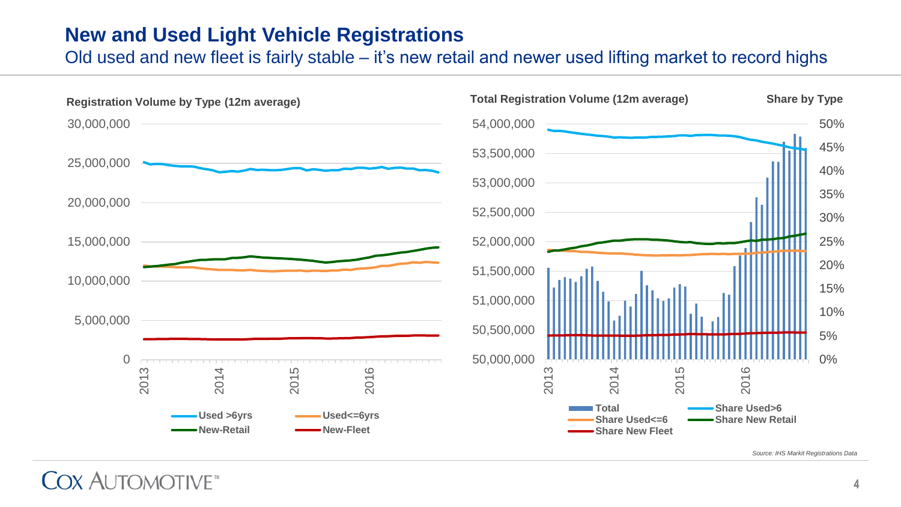# New and Used Light Vehicle Registrations

Old used and new fleet is fairly stable – it's new retail and newer used lifting market to record highs

**Registration Volume by Type (12m average)**

30,000,000
25,000,000
20,000,000
15,000,000
10,000,000
5,000,000
0

2013
2014
2015
2016

Used >6yrs
Used<=6yrs
New-Retail
New-Fleet

**Total Registration Volume (12m average)**

**Share by Type**

54,000,000
53,500,000
53,000,000
52,500,000
52,000,000
51,500,000
51,000,000
50,500,000
50,000,000

50%
45%
40%
35%
30%
25%
20%
15%
10%
5%
0%

2013
2014
2015
2016

Total
Share Used>6
Share Used<=6
Share New Retail
Share New Fleet

*Source: IHS Markit Registrations Data*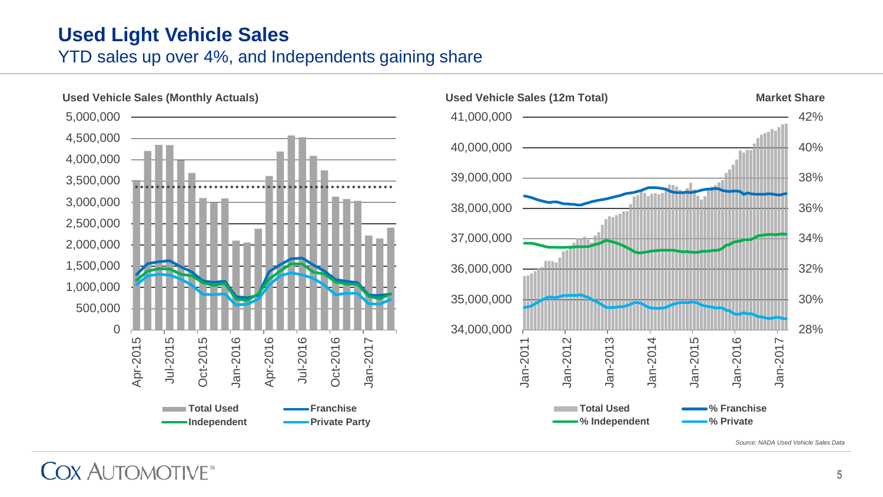# Used Light Vehicle Sales

## YTD sales up over 4%, and Independents gaining share

**Used Vehicle Sales (Monthly Actuals)**

5,000,000
4,500,000
4,000,000
3,500,000
3,000,000
2,500,000
2,000,000
1,500,000
1,000,000
500,000
0

Apr-2015 Jul-2015 Oct-2015 Jan-2016 Apr-2016 Jul-2016 Oct-2016 Jan-2017

Total Used | Franchise | Independent | Private Party

**Used Vehicle Sales (12m Total)** **Market Share**

41,000,000 42%
40,000,000 40%
39,000,000 38%
38,000,000 36%
37,000,000 34%
36,000,000 32%
35,000,000 30%
34,000,000 28%

Jan-2011 Jan-2012 Jan-2013 Jan-2014 Jan-2015 Jan-2016 Jan-2017

Total Used | % Franchise | % Independent | % Private

*Source: NADA Used Vehicle Sales Data*

COX AUTOMOTIVE™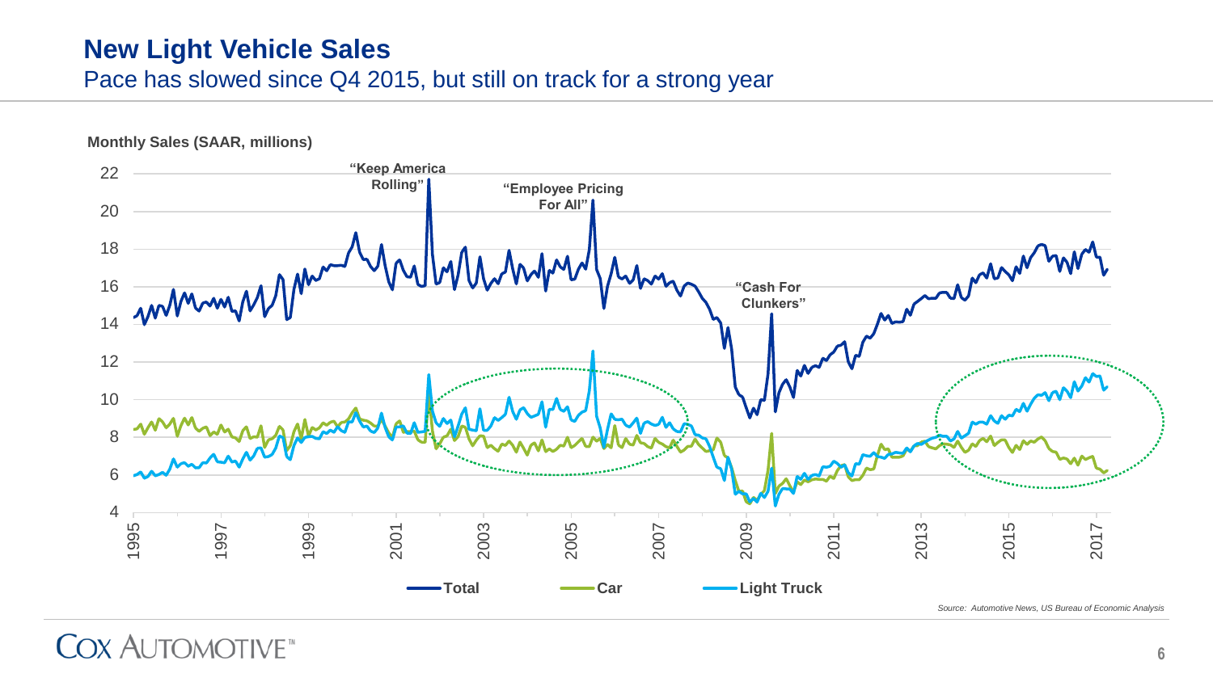# New Light Vehicle Sales

## Pace has slowed since Q4 2015, but still on track for a strong year

**Monthly Sales (SAAR, millions)**

22
20
18
16
14
12
10
8
6
4

1995
1997
1999
2001
2003
2005
2007
2009
2011
2013
2015
2017

"Keep America Rolling"

"Employee Pricing For All"

"Cash For Clunkers"

Total
Car
Light Truck

*Source: Automotive News, US Bureau of Economic Analysis*

COX AUTOMOTIVE™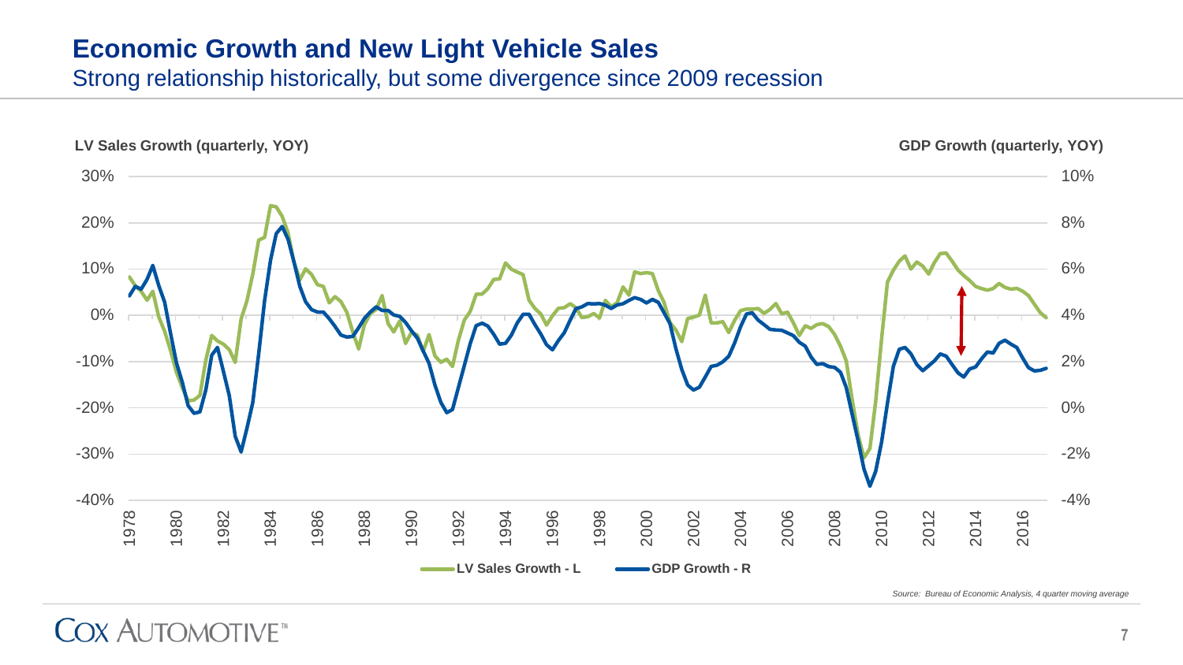# Economic Growth and New Light Vehicle Sales

## Strong relationship historically, but some divergence since 2009 recession

LV Sales Growth (quarterly, YOY)

GDP Growth (quarterly, YOY)

30%
20%
10%
0%
-10%
-20%
-30%
-40%

10%
8%
6%
4%
2%
0%
-2%
-4%

1978
1980
1982
1984
1986
1988
1990
1992
1994
1996
1998
2000
2002
2004
2006
2008
2010
2012
2014
2016

LV Sales Growth - L

GDP Growth - R

*Source: Bureau of Economic Analysis, 4 quarter moving average*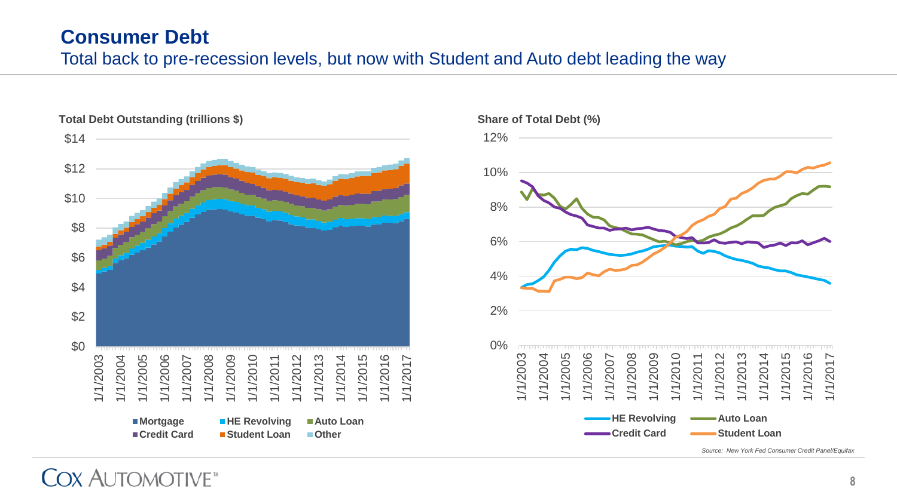# Consumer Debt

## Total back to pre-recession levels, but now with Student and Auto debt leading the way

**Total Debt Outstanding (trillions $)**

$14
$12
$10
$8
$6
$4
$2
$0

1/1/2003
1/1/2004
1/1/2005
1/1/2006
1/1/2007
1/1/2008
1/1/2009
1/1/2010
1/1/2011
1/1/2012
1/1/2013
1/1/2014
1/1/2015
1/1/2016
1/1/2017

Mortgage
HE Revolving
Auto Loan
Credit Card
Student Loan
Other

**Share of Total Debt (%)**

12%
10%
8%
6%
4%
2%
0%

1/1/2003
1/1/2004
1/1/2005
1/1/2006
1/1/2007
1/1/2008
1/1/2009
1/1/2010
1/1/2011
1/1/2012
1/1/2013
1/1/2014
1/1/2015
1/1/2016
1/1/2017

HE Revolving
Auto Loan
Credit Card
Student Loan

*Source: New York Fed Consumer Credit Panel/Equifax*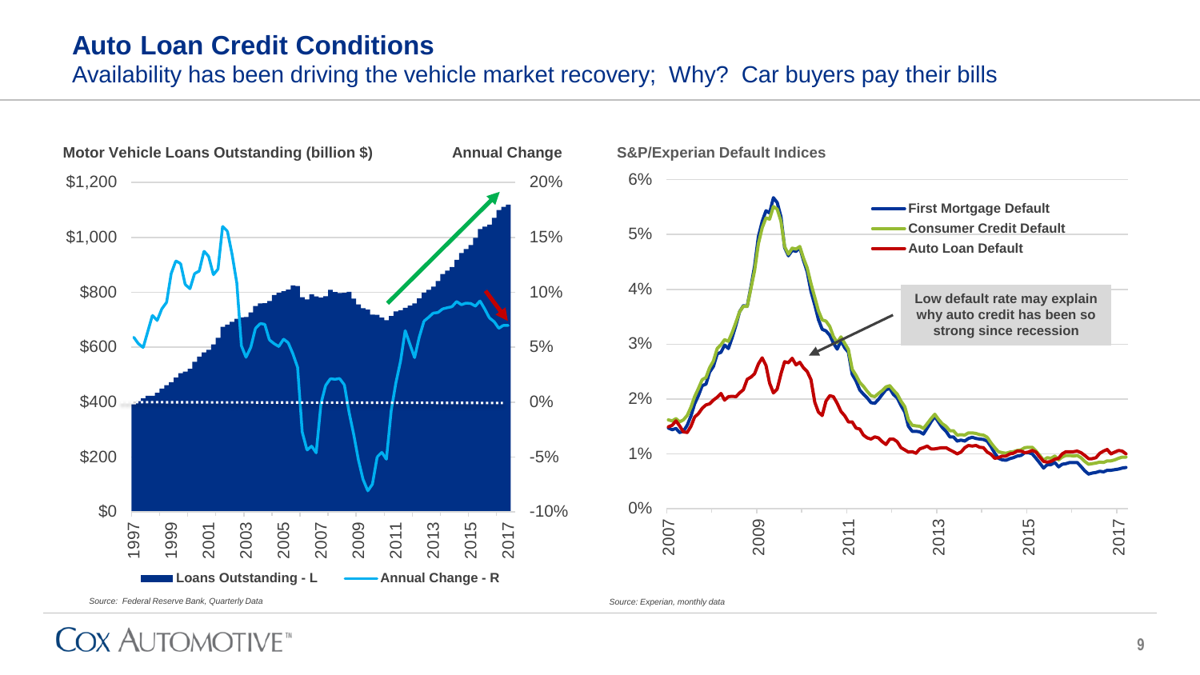# Auto Loan Credit Conditions

Availability has been driving the vehicle market recovery; Why? Car buyers pay their bills

**Motor Vehicle Loans Outstanding (billion $)**

**Annual Change**

$1,200
$1,000
$800
$600
$400
$200
$0

20%
15%
10%
5%
0%
-5%
-10%

1997 1999 2001 2003 2005 2007 2009 2011 2013 2015 2017

Loans Outstanding - L

Annual Change - R

*Source: Federal Reserve Bank, Quarterly Data*

**S&P/Experian Default Indices**

6%
5%
4%
3%
2%
1%
0%

2007 2009 2011 2013 2015 2017

First Mortgage Default

Consumer Credit Default

Auto Loan Default

Low default rate may explain why auto credit has been so strong since recession

*Source: Experian, monthly data*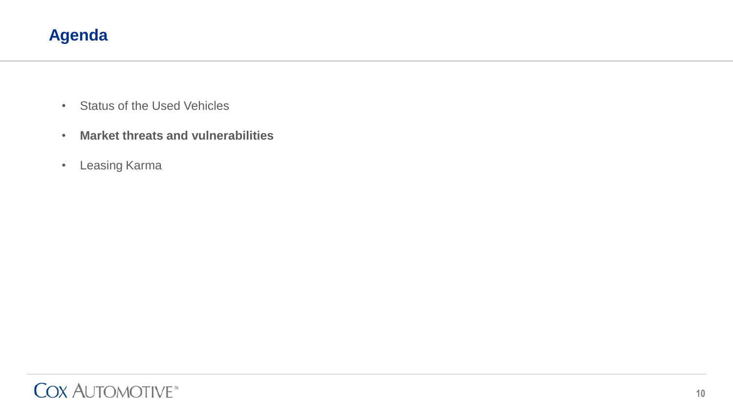# Agenda

- Status of the Used Vehicles
- **Market threats and vulnerabilities**
- Leasing Karma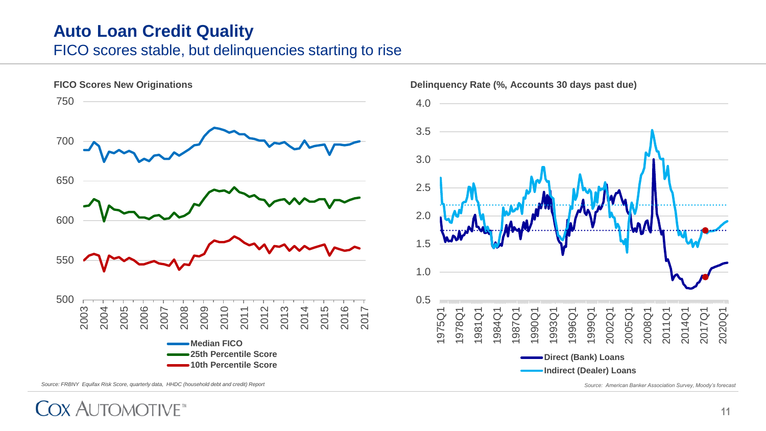# Auto Loan Credit Quality

## FICO scores stable, but delinquencies starting to rise

**FICO Scores New Originations**

750
700
650
600
550
500

2003
2004
2005
2006
2007
2008
2009
2010
2011
2012
2013
2014
2015
2016
2017

**Median FICO**
**25th Percentile Score**
**10th Percentile Score**

*Source: FRBNY Equifax Risk Score, quarterly data, HHDC (household debt and credit) Report*

**Delinquency Rate (%, Accounts 30 days past due)**

4.0
3.5
3.0
2.5
2.0
1.5
1.0
0.5

1975Q1
1978Q1
1981Q1
1984Q1
1987Q1
1990Q1
1993Q1
1996Q1
1999Q1
2002Q1
2005Q1
2008Q1
2011Q1
2014Q1
2017Q1
2020Q1

**Direct (Bank) Loans**
**Indirect (Dealer) Loans**

*Source: American Banker Association Survey, Moody's forecast*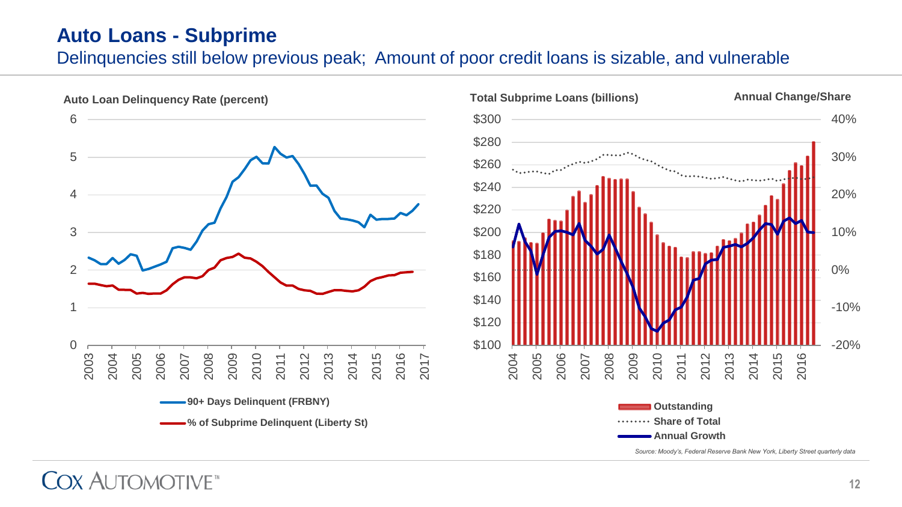# Auto Loans - Subprime

## Delinquencies still below previous peak; Amount of poor credit loans is sizable, and vulnerable

**Auto Loan Delinquency Rate (percent)**

- 90+ Days Delinquent (FRBNY)
- % of Subprime Delinquent (Liberty St)

**Total Subprime Loans (billions)** | **Annual Change/Share**

- Outstanding
- Share of Total
- Annual Growth

*Source: Moody's, Federal Reserve Bank New York, Liberty Street quarterly data*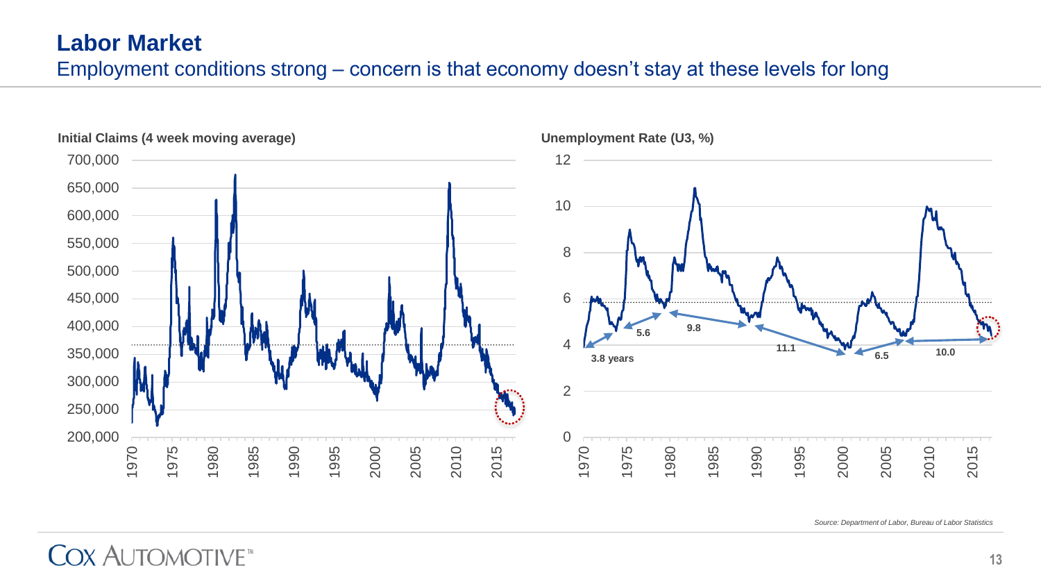# Labor Market

## Employment conditions strong – concern is that economy doesn't stay at these levels for long

**Initial Claims (4 week moving average)**

700,000
650,000
600,000
550,000
500,000
450,000
400,000
350,000
300,000
250,000
200,000

1970 1975 1980 1985 1990 1995 2000 2005 2010 2015

**Unemployment Rate (U3, %)**

12
10
8
6
4
2
0

3.8 years
5.6
9.8
11.1
6.5
10.0

1970 1975 1980 1985 1990 1995 2000 2005 2010 2015

*Source: Department of Labor, Bureau of Labor Statistics*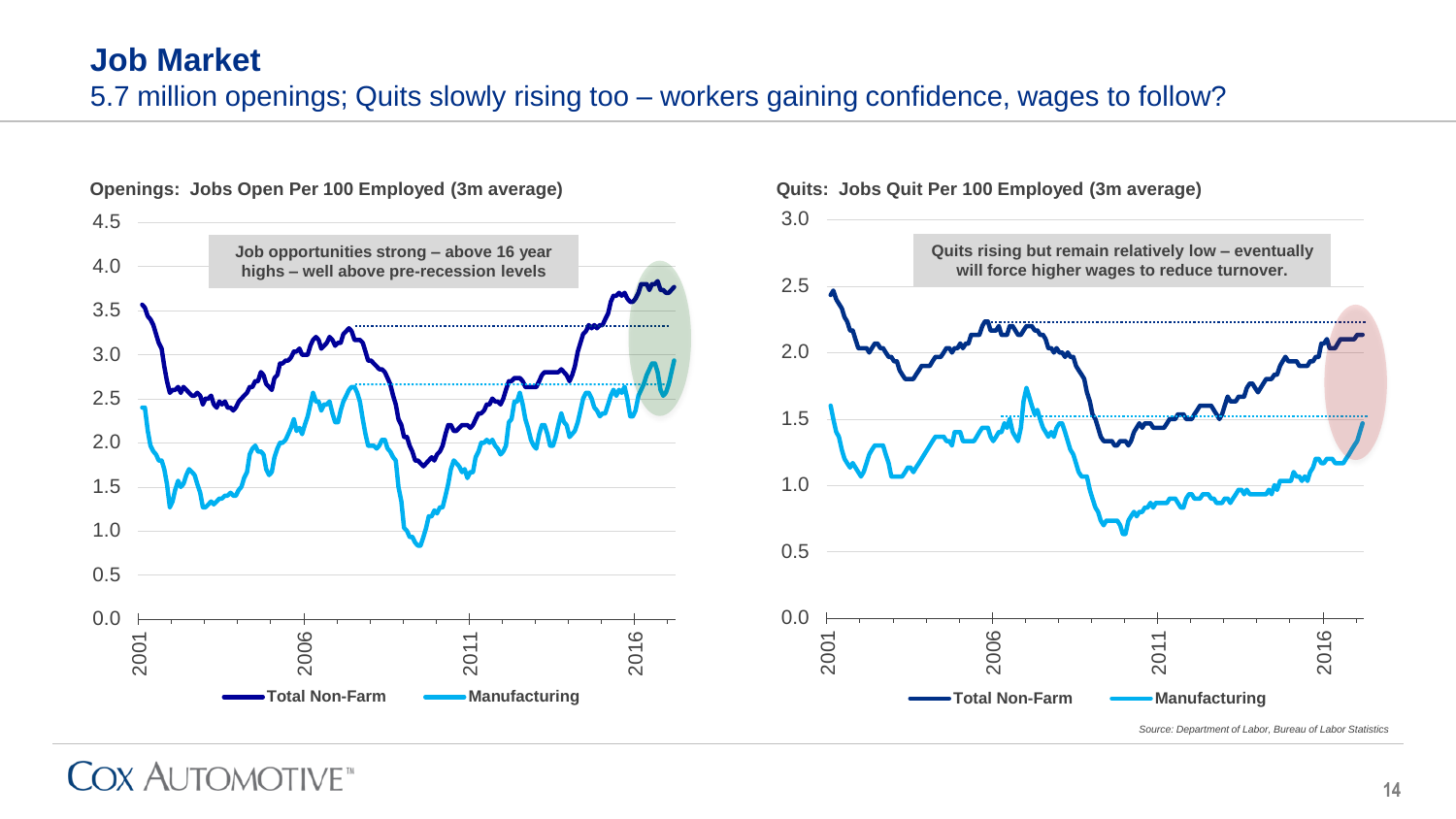# Job Market

## 5.7 million openings; Quits slowly rising too – workers gaining confidence, wages to follow?

**Openings: Jobs Open Per 100 Employed (3m average)**

Job opportunities strong – above 16 year highs – well above pre-recession levels

4.5
4.0
3.5
3.0
2.5
2.0
1.5
1.0
0.5
0.0

2001
2006
2011
2016

Total Non-Farm
Manufacturing

**Quits: Jobs Quit Per 100 Employed (3m average)**

Quits rising but remain relatively low – eventually will force higher wages to reduce turnover.

3.0
2.5
2.0
1.5
1.0
0.5
0.0

2001
2006
2011
2016

Total Non-Farm
Manufacturing

*Source: Department of Labor, Bureau of Labor Statistics*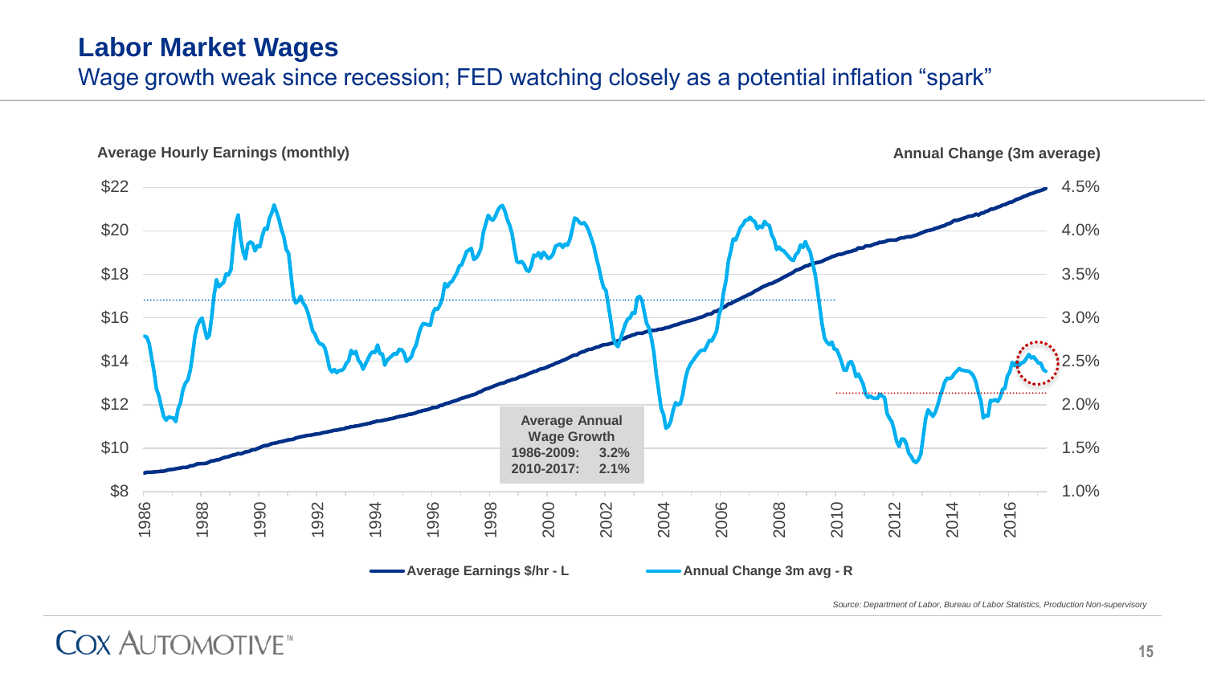## Labor Market Wages

Wage growth weak since recession; FED watching closely as a potential inflation "spark"

Average Hourly Earnings (monthly)

Annual Change (3m average)

$22
$20
$18
$16
$14
$12
$10
$8

4.5%
4.0%
3.5%
3.0%
2.5%
2.0%
1.5%
1.0%

1986 1988 1990 1992 1994 1996 1998 2000 2002 2004 2006 2008 2010 2012 2014 2016

Average Annual Wage Growth
1986-2009: 3.2%
2010-2017: 2.1%

Average Earnings $/hr - L

Annual Change 3m avg - R

*Source: Department of Labor, Bureau of Labor Statistics, Production Non-supervisory*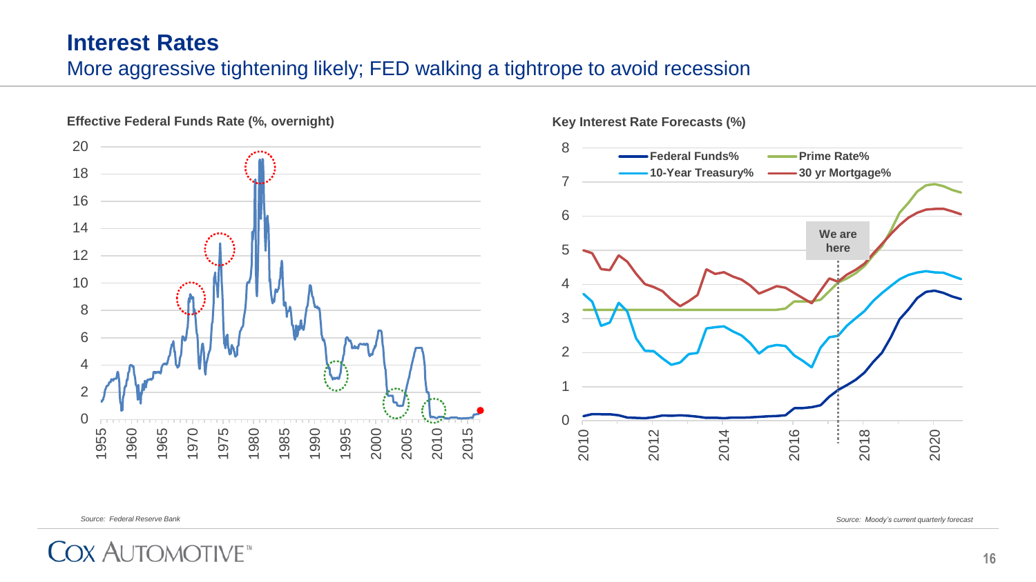# Interest Rates

## More aggressive tightening likely; FED walking a tightrope to avoid recession

**Effective Federal Funds Rate (%, overnight)**

20
18
16
14
12
10
8
6
4
2
0

1955 1960 1965 1970 1975 1980 1985 1990 1995 2000 2005 2010 2015

*Source: Federal Reserve Bank*

**Key Interest Rate Forecasts (%)**

Federal Funds%
Prime Rate%
10-Year Treasury%
30 yr Mortgage%

We are here

8
7
6
5
4
3
2
1
0

2010 2012 2014 2016 2018 2020

*Source: Moody's current quarterly forecast*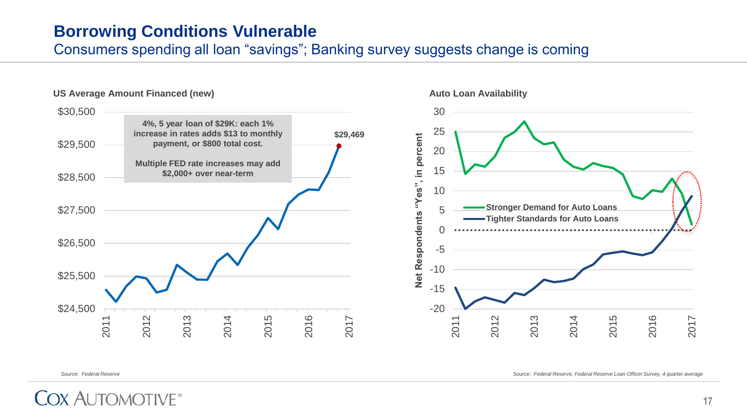# Borrowing Conditions Vulnerable

## Consumers spending all loan "savings"; Banking survey suggests change is coming

**US Average Amount Financed (new)**

$30,500
$29,500
$28,500
$27,500
$26,500
$25,500
$24,500

2011 2012 2013 2014 2015 2016 2017

**4%, 5 year loan of $29K: each 1% increase in rates adds $13 to monthly payment, or $800 total cost.**

**Multiple FED rate increases may add $2,000+ over near-term**

**$29,469**

*Source: Federal Reserve*

**Auto Loan Availability**

**Net Respondents "Yes", in percent**

30
25
20
15
10
5
0
-5
-10
-15
-20

2011 2012 2013 2014 2015 2016 2017

**Stronger Demand for Auto Loans**

**Tighter Standards for Auto Loans**

*Source: Federal Reserve, Federal Reserve Loan Officer Survey, 4 quarter average*

COX AUTOMOTIVE™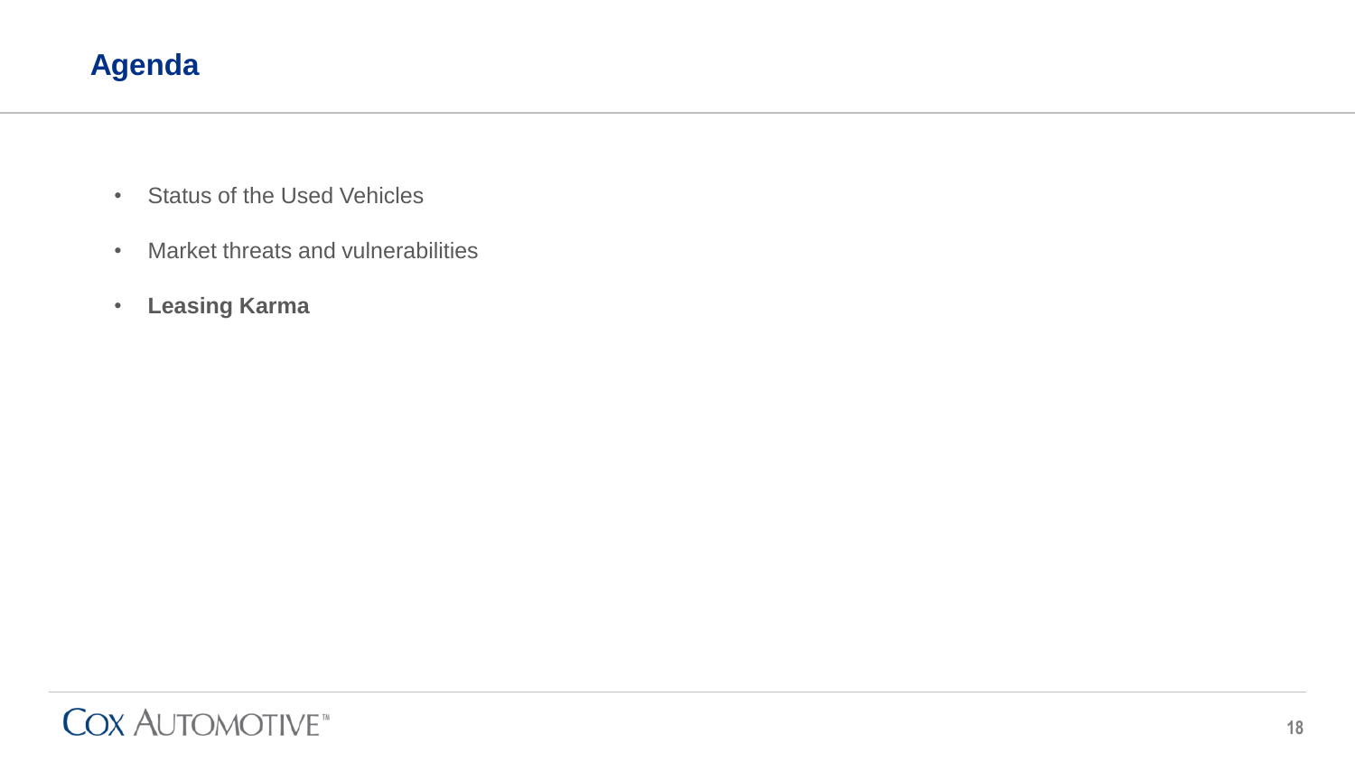# Agenda

- Status of the Used Vehicles
- Market threats and vulnerabilities
- **Leasing Karma**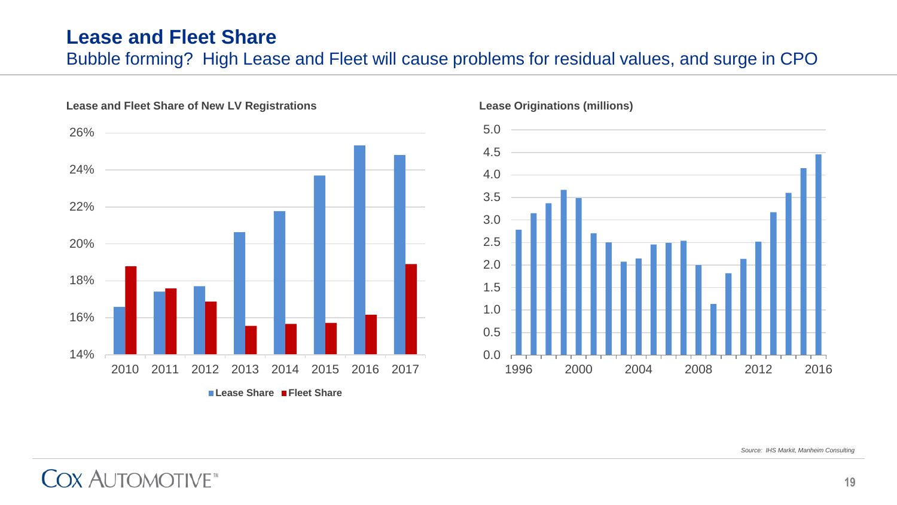# Lease and Fleet Share

Bubble forming? High Lease and Fleet will cause problems for residual values, and surge in CPO

**Lease and Fleet Share of New LV Registrations**

26%
24%
22%
20%
18%
16%
14%

2010 2011 2012 2013 2014 2015 2016 2017

**Lease Share** **Fleet Share**

**Lease Originations (millions)**

5.0
4.5
4.0
3.5
3.0
2.5
2.0
1.5
1.0
0.5
0.0

1996 2000 2004 2008 2012 2016

*Source: IHS Markit, Manheim Consulting*

COX AUTOMOTIVE™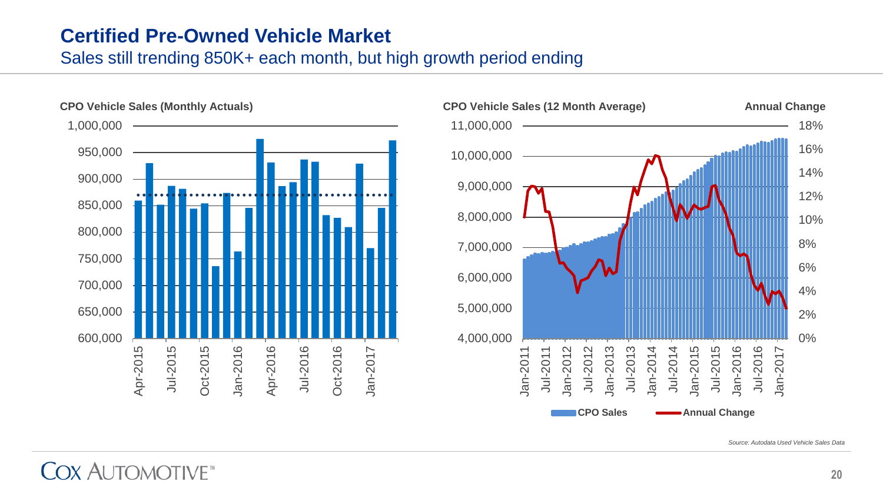# Certified Pre-Owned Vehicle Market

## Sales still trending 850K+ each month, but high growth period ending

**CPO Vehicle Sales (Monthly Actuals)**

**CPO Vehicle Sales (12 Month Average)**

**Annual Change**

CPO Sales — Annual Change

*Source: Autodata Used Vehicle Sales Data*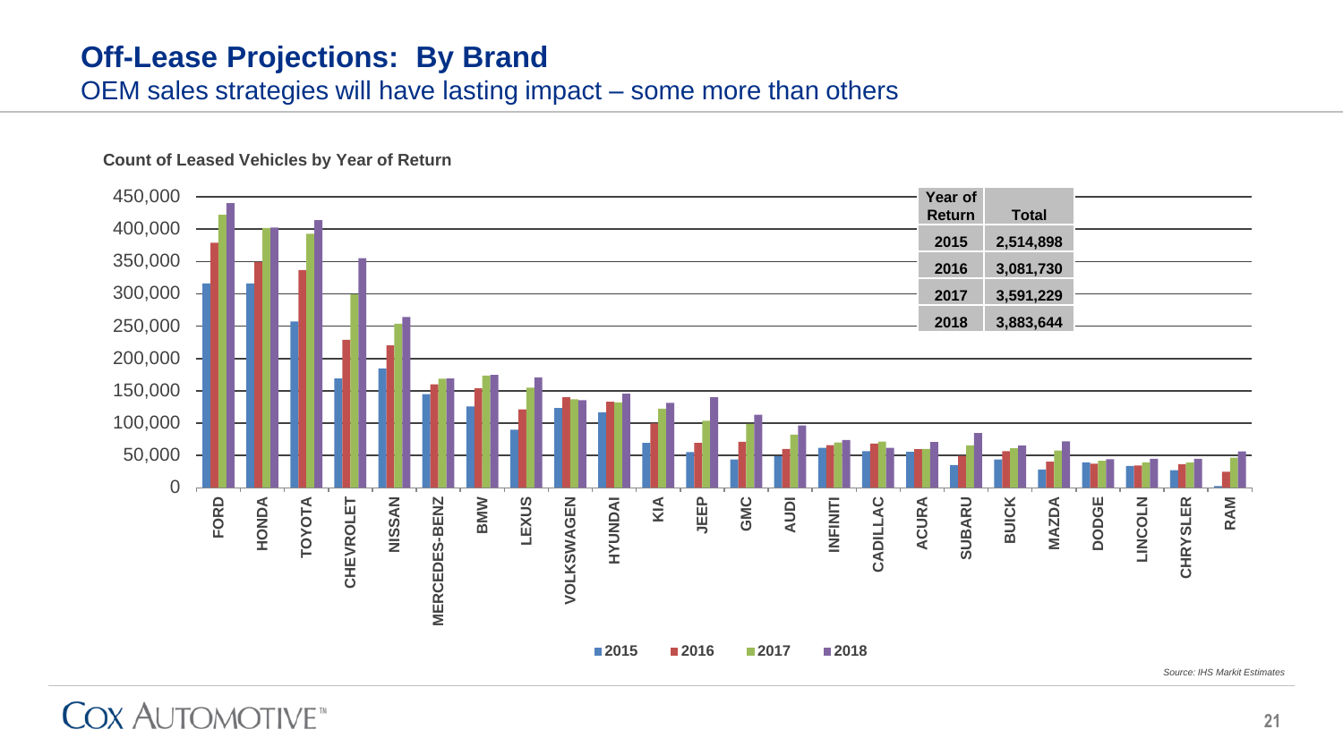# Off-Lease Projections: By Brand

## OEM sales strategies will have lasting impact – some more than others

**Count of Leased Vehicles by Year of Return**

| Year of Return | Total |
| --- | --- |
| 2015 | 2,514,898 |
| 2016 | 3,081,730 |
| 2017 | 3,591,229 |
| 2018 | 3,883,644 |

450,000
400,000
350,000
300,000
250,000
200,000
150,000
100,000
50,000
0

FORD, HONDA, TOYOTA, CHEVROLET, NISSAN, MERCEDES-BENZ, BMW, LEXUS, VOLKSWAGEN, HYUNDAI, KIA, JEEP, GMC, AUDI, INFINITI, CADILLAC, ACURA, SUBARU, BUICK, MAZDA, DODGE, LINCOLN, CHRYSLER, RAM

2015 2016 2017 2018

*Source: IHS Markit Estimates*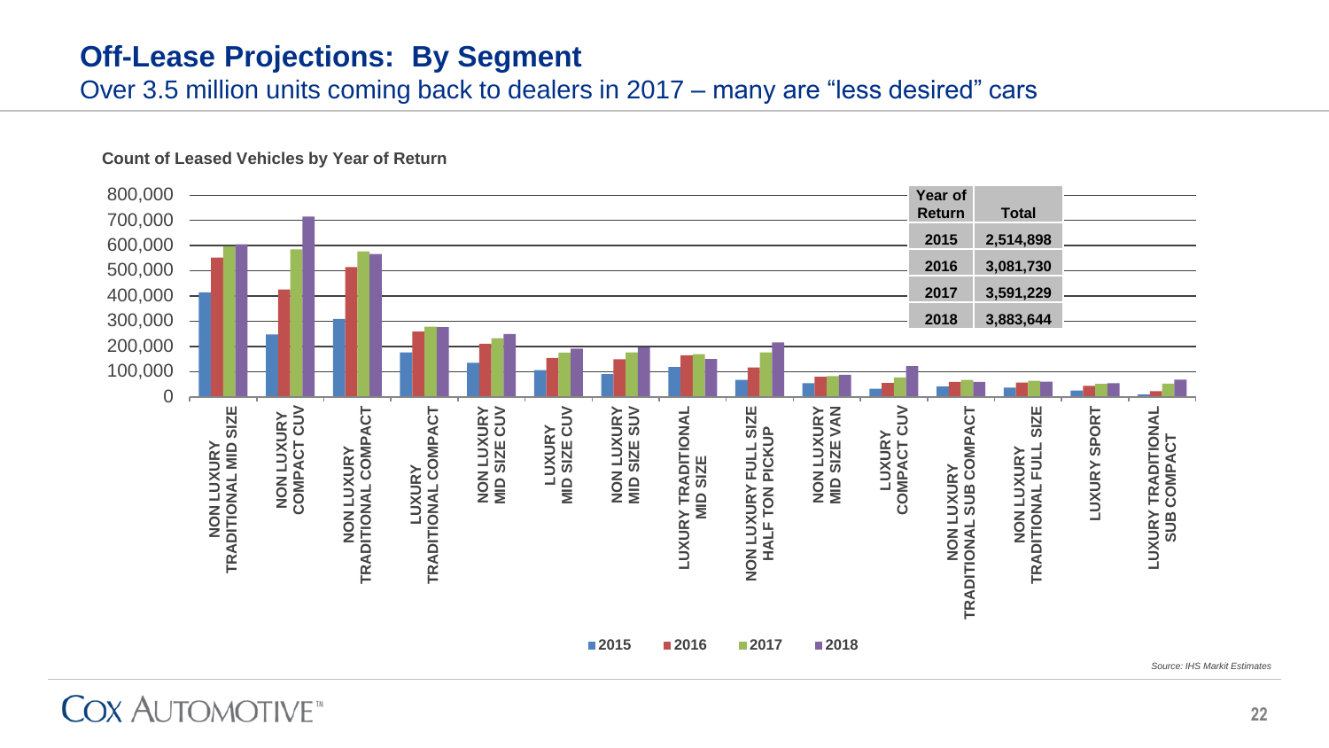# Off-Lease Projections: By Segment

Over 3.5 million units coming back to dealers in 2017 – many are "less desired" cars

**Count of Leased Vehicles by Year of Return**

800,000
700,000
600,000
500,000
400,000
300,000
200,000
100,000
0

| Year of Return | Total |
|---|---|
| 2015 | 2,514,898 |
| 2016 | 3,081,730 |
| 2017 | 3,591,229 |
| 2018 | 3,883,644 |

NON LUXURY TRADITIONAL MID SIZE
NON LUXURY COMPACT CUV
NON LUXURY TRADITIONAL COMPACT
LUXURY TRADITIONAL COMPACT
NON LUXURY MID SIZE CUV
LUXURY MID SIZE CUV
NON LUXURY MID SIZE SUV
LUXURY TRADITIONAL MID SIZE
NON LUXURY FULL SIZE HALF TON PICKUP
NON LUXURY MID SIZE VAN
LUXURY COMPACT CUV
NON LUXURY TRADITIONAL SUB COMPACT
NON LUXURY TRADITIONAL FULL SIZE
LUXURY SPORT
LUXURY TRADITIONAL SUB COMPACT

2015 2016 2017 2018

*Source: IHS Markit Estimates*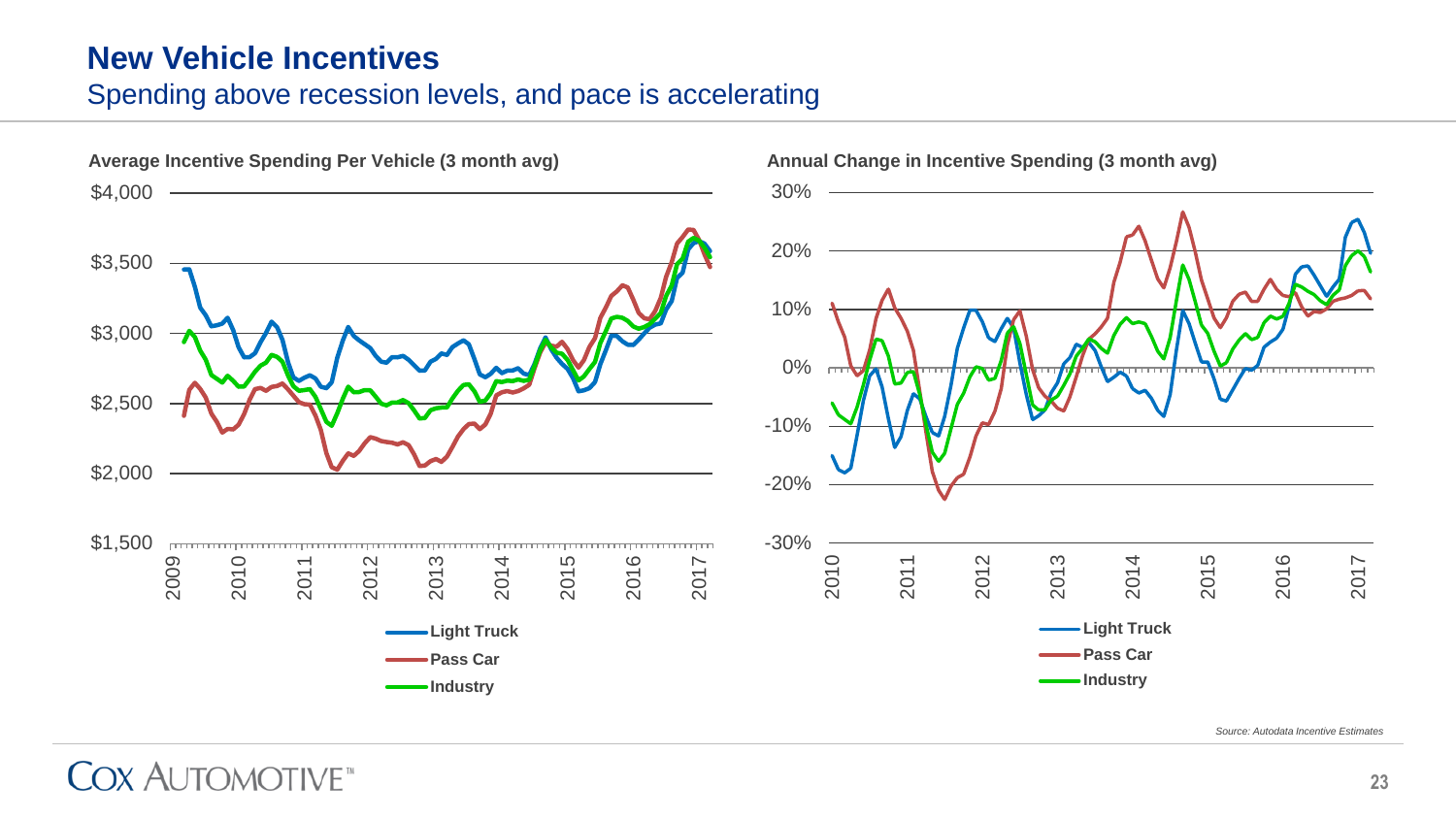# New Vehicle Incentives

## Spending above recession levels, and pace is accelerating

**Average Incentive Spending Per Vehicle (3 month avg)**

$4,000
$3,500
$3,000
$2,500
$2,000
$1,500

2009 2010 2011 2012 2013 2014 2015 2016 2017

Light Truck
Pass Car
Industry

**Annual Change in Incentive Spending (3 month avg)**

30%
20%
10%
0%
-10%
-20%
-30%

2010 2011 2012 2013 2014 2015 2016 2017

Light Truck
Pass Car
Industry

*Source: Autodata Incentive Estimates*

COX AUTOMOTIVE™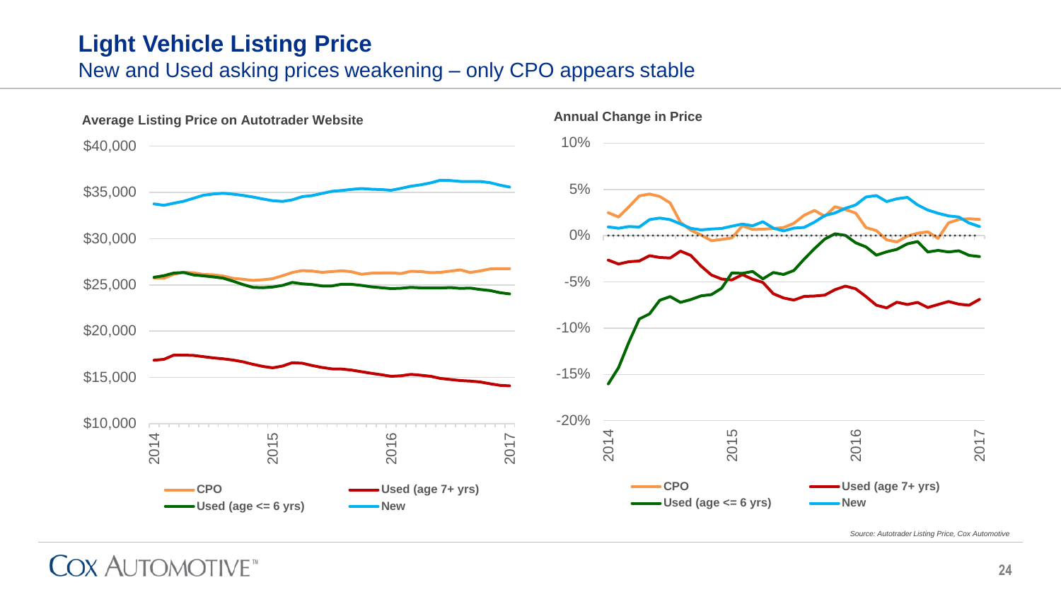# Light Vehicle Listing Price

## New and Used asking prices weakening – only CPO appears stable

**Average Listing Price on Autotrader Website**

$40,000
$35,000
$30,000
$25,000
$20,000
$15,000
$10,000

2014 2015 2016 2017

CPO | Used (age 7+ yrs) | Used (age <= 6 yrs) | New

**Annual Change in Price**

10%
5%
0%
-5%
-10%
-15%
-20%

2014 2015 2016 2017

CPO | Used (age 7+ yrs) | Used (age <= 6 yrs) | New

*Source: Autotrader Listing Price, Cox Automotive*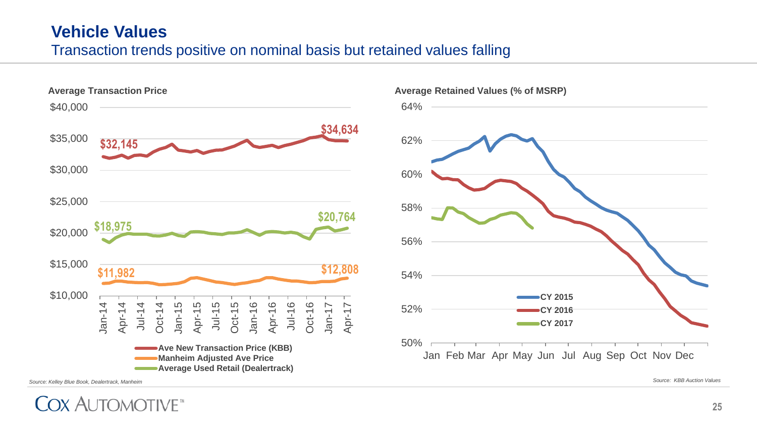# Vehicle Values

## Transaction trends positive on nominal basis but retained values falling

**Average Transaction Price**

$40,000
$35,000
$30,000
$25,000
$20,000
$15,000
$10,000

$32,145
$34,634
$18,975
$20,764
$11,982
$12,808

Jan-14
Apr-14
Jul-14
Oct-14
Jan-15
Apr-15
Jul-15
Oct-15
Jan-16
Apr-16
Jul-16
Oct-16
Jan-17
Apr-17

**Ave New Transaction Price (KBB)**
**Manheim Adjusted Ave Price**
**Average Used Retail (Dealertrack)**

*Source: Kelley Blue Book, Dealertrack, Manheim*

**Average Retained Values (% of MSRP)**

64%
62%
60%
58%
56%
54%
52%
50%

Jan Feb Mar Apr May Jun Jul Aug Sep Oct Nov Dec

**CY 2015**
**CY 2016**
**CY 2017**

*Source: KBB Auction Values*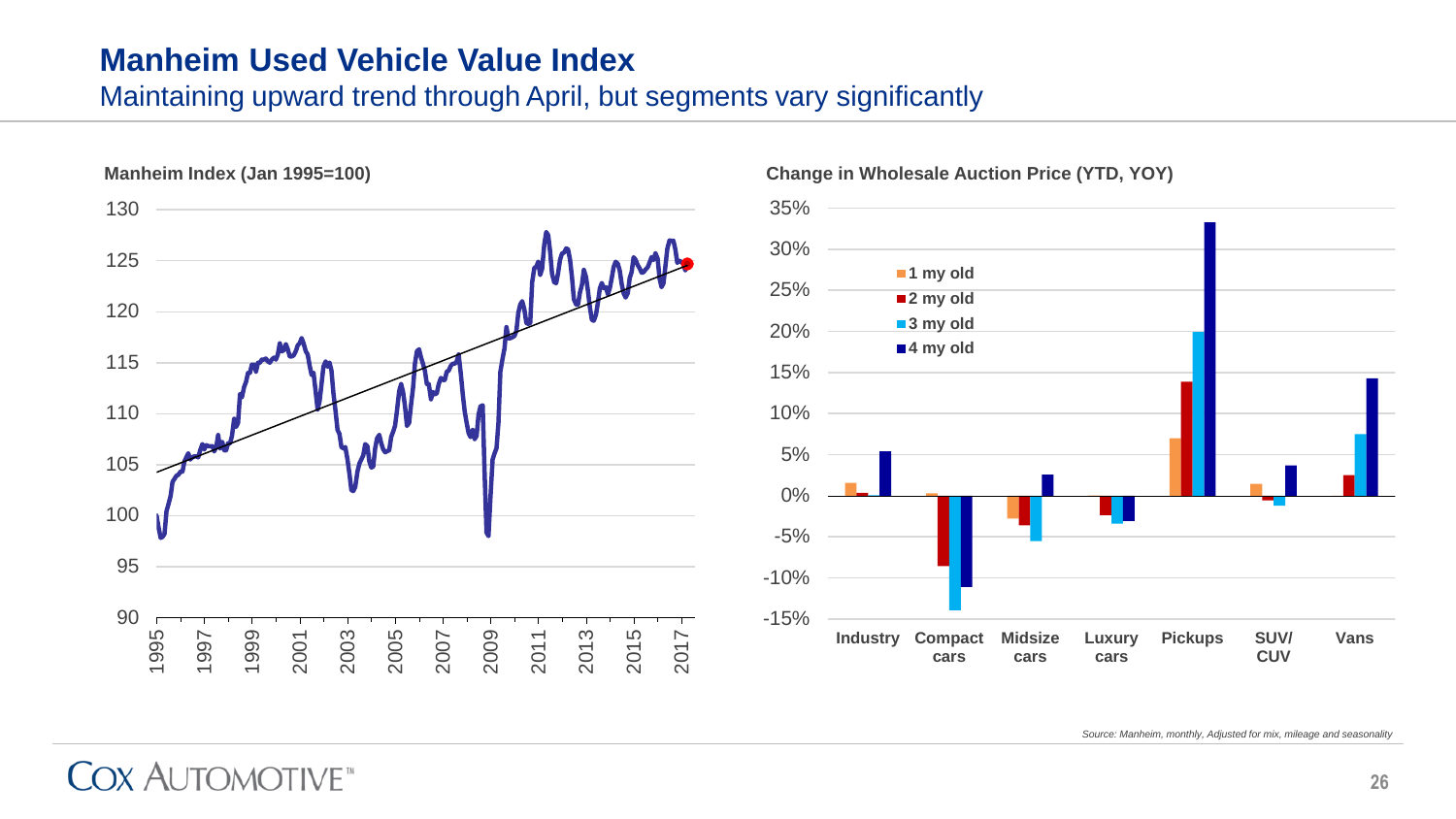# Manheim Used Vehicle Value Index

## Maintaining upward trend through April, but segments vary significantly

**Manheim Index (Jan 1995=100)**

130
125
120
115
110
105
100
95
90

1995 1997 1999 2001 2003 2005 2007 2009 2011 2013 2015 2017

**Change in Wholesale Auction Price (YTD, YOY)**

35%
30%
25%
20%
15%
10%
5%
0%
-5%
-10%
-15%

1 my old
2 my old
3 my old
4 my old

Industry, Compact cars, Midsize cars, Luxury cars, Pickups, SUV/ CUV, Vans

*Source: Manheim, monthly, Adjusted for mix, mileage and seasonality*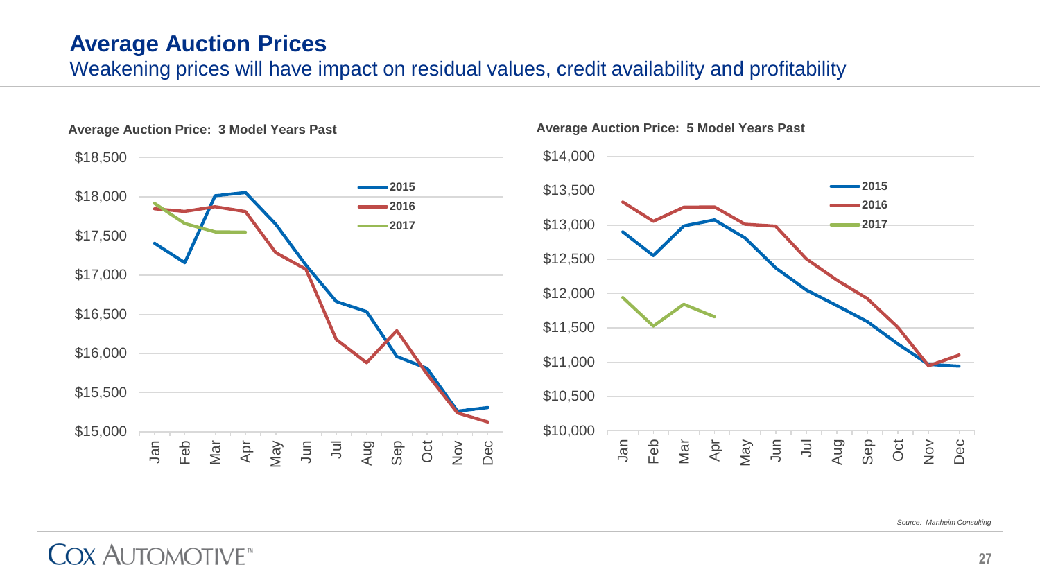# Average Auction Prices

Weakening prices will have impact on residual values, credit availability and profitability

**Average Auction Price: 3 Model Years Past**

$18,500
$18,000
$17,500
$17,000
$16,500
$16,000
$15,500
$15,000

Jan Feb Mar Apr May Jun Jul Aug Sep Oct Nov Dec

2015
2016
2017

**Average Auction Price: 5 Model Years Past**

$14,000
$13,500
$13,000
$12,500
$12,000
$11,500
$11,000
$10,500
$10,000

Jan Feb Mar Apr May Jun Jul Aug Sep Oct Nov Dec

2015
2016
2017

*Source: Manheim Consulting*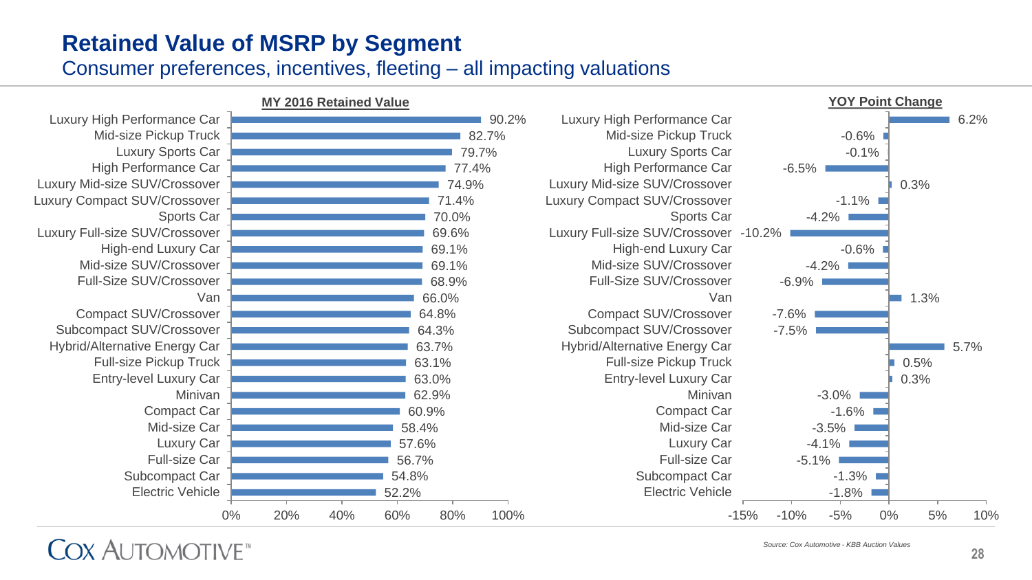# Retained Value of MSRP by Segment

## Consumer preferences, incentives, fleeting – all impacting valuations

**MY 2016 Retained Value**

Luxury High Performance Car 90.2%
Mid-size Pickup Truck 82.7%
Luxury Sports Car 79.7%
High Performance Car 77.4%
Luxury Mid-size SUV/Crossover 74.9%
Luxury Compact SUV/Crossover 71.4%
Sports Car 70.0%
Luxury Full-size SUV/Crossover 69.6%
High-end Luxury Car 69.1%
Mid-size SUV/Crossover 69.1%
Full-Size SUV/Crossover 68.9%
Van 66.0%
Compact SUV/Crossover 64.8%
Subcompact SUV/Crossover 64.3%
Hybrid/Alternative Energy Car 63.7%
Full-size Pickup Truck 63.1%
Entry-level Luxury Car 63.0%
Minivan 62.9%
Compact Car 60.9%
Mid-size Car 58.4%
Luxury Car 57.6%
Full-size Car 56.7%
Subcompact Car 54.8%
Electric Vehicle 52.2%

0% 20% 40% 60% 80% 100%

**YOY Point Change**

Luxury High Performance Car 6.2%
Mid-size Pickup Truck -0.6%
Luxury Sports Car -0.1%
High Performance Car -6.5%
Luxury Mid-size SUV/Crossover 0.3%
Luxury Compact SUV/Crossover -1.1%
Sports Car -4.2%
Luxury Full-size SUV/Crossover -10.2%
High-end Luxury Car -0.6%
Mid-size SUV/Crossover -4.2%
Full-Size SUV/Crossover -6.9%
Van 1.3%
Compact SUV/Crossover -7.6%
Subcompact SUV/Crossover -7.5%
Hybrid/Alternative Energy Car 5.7%
Full-size Pickup Truck 0.5%
Entry-level Luxury Car 0.3%
Minivan -3.0%
Compact Car -1.6%
Mid-size Car -3.5%
Luxury Car -4.1%
Full-size Car -5.1%
Subcompact Car -1.3%
Electric Vehicle -1.8%

-15% -10% -5% 0% 5% 10%

COX AUTOMOTIVE™

*Source: Cox Automotive - KBB Auction Values*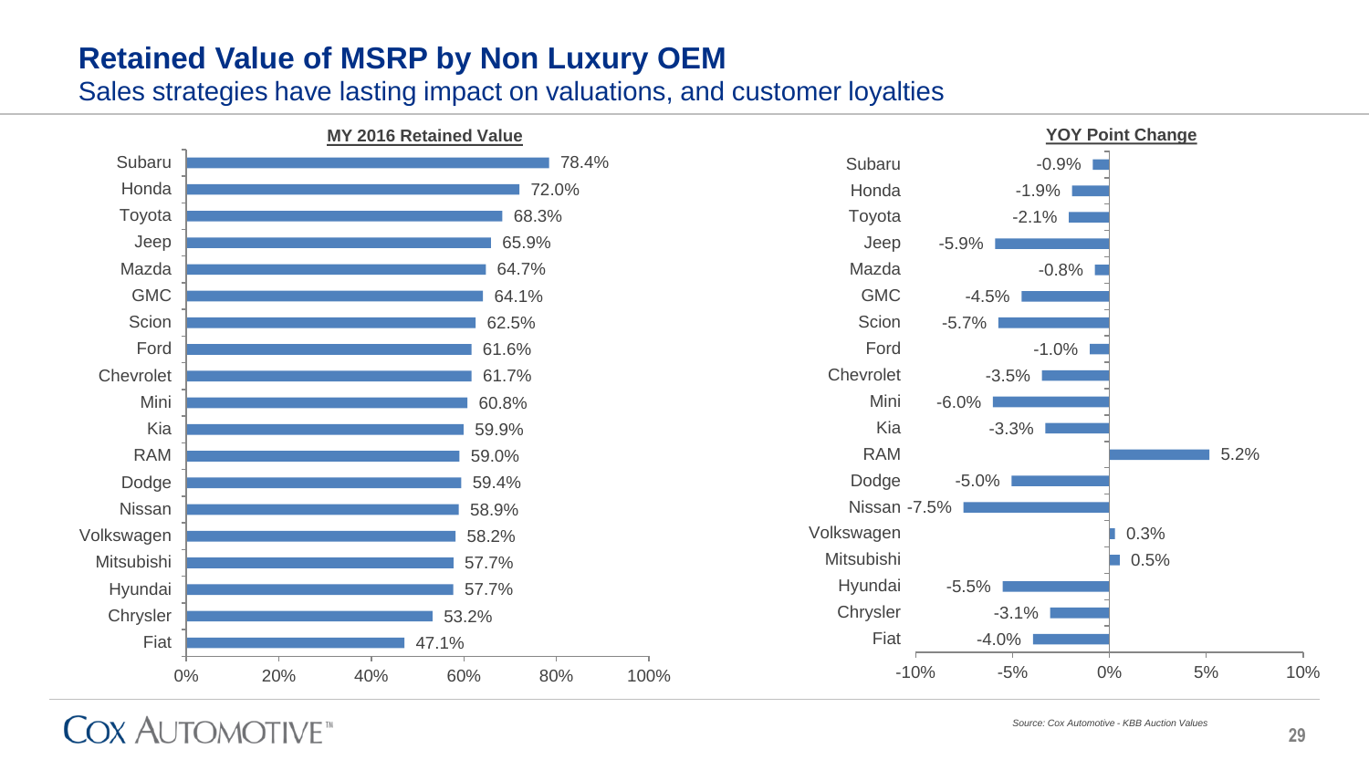# Retained Value of MSRP by Non Luxury OEM

Sales strategies have lasting impact on valuations, and customer loyalties

**MY 2016 Retained Value**

Subaru 78.4%
Honda 72.0%
Toyota 68.3%
Jeep 65.9%
Mazda 64.7%
GMC 64.1%
Scion 62.5%
Ford 61.6%
Chevrolet 61.7%
Mini 60.8%
Kia 59.9%
RAM 59.0%
Dodge 59.4%
Nissan 58.9%
Volkswagen 58.2%
Mitsubishi 57.7%
Hyundai 57.7%
Chrysler 53.2%
Fiat 47.1%

0% 20% 40% 60% 80% 100%

**YOY Point Change**

Subaru -0.9%
Honda -1.9%
Toyota -2.1%
Jeep -5.9%
Mazda -0.8%
GMC -4.5%
Scion -5.7%
Ford -1.0%
Chevrolet -3.5%
Mini -6.0%
Kia -3.3%
RAM 5.2%
Dodge -5.0%
Nissan -7.5%
Volkswagen 0.3%
Mitsubishi 0.5%
Hyundai -5.5%
Chrysler -3.1%
Fiat -4.0%

-10% -5% 0% 5% 10%

COX AUTOMOTIVE™

*Source: Cox Automotive - KBB Auction Values*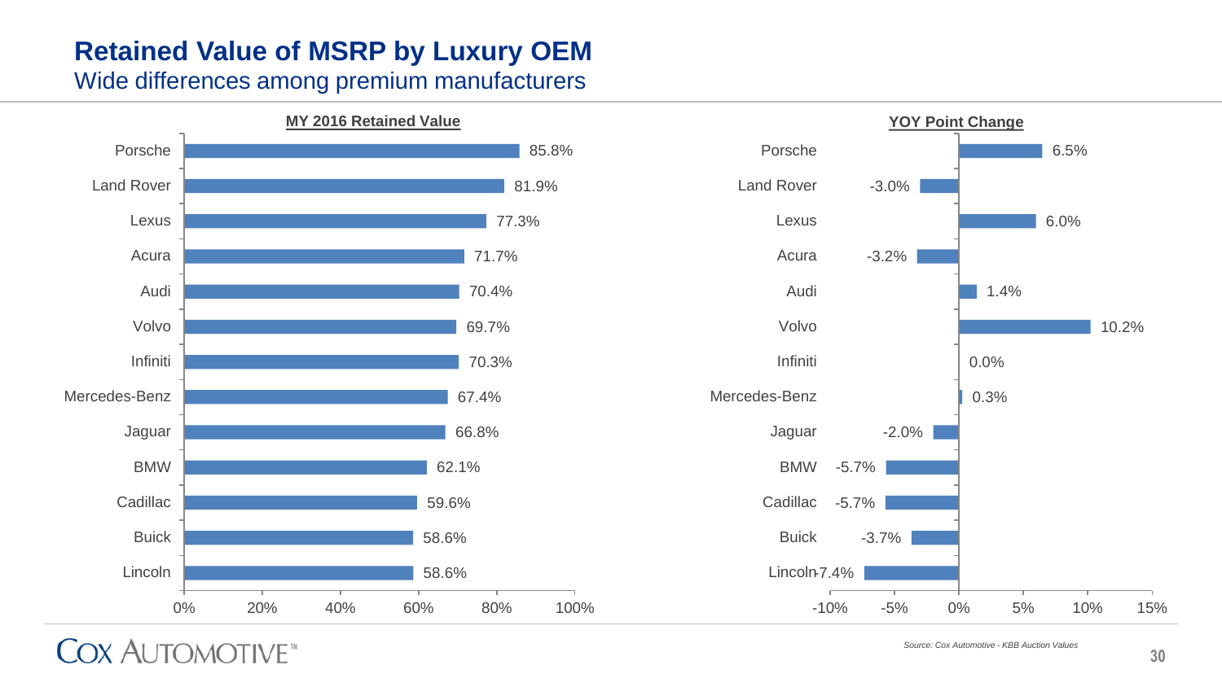# Retained Value of MSRP by Luxury OEM

## Wide differences among premium manufacturers

**MY 2016 Retained Value**

Porsche 85.8%
Land Rover 81.9%
Lexus 77.3%
Acura 71.7%
Audi 70.4%
Volvo 69.7%
Infiniti 70.3%
Mercedes-Benz 67.4%
Jaguar 66.8%
BMW 62.1%
Cadillac 59.6%
Buick 58.6%
Lincoln 58.6%

0% 20% 40% 60% 80% 100%

**YOY Point Change**

Porsche 6.5%
Land Rover -3.0%
Lexus 6.0%
Acura -3.2%
Audi 1.4%
Volvo 10.2%
Infiniti 0.0%
Mercedes-Benz 0.3%
Jaguar -2.0%
BMW -5.7%
Cadillac -5.7%
Buick -3.7%
Lincoln -7.4%

-10% -5% 0% 5% 10% 15%

COX AUTOMOTIVE™

*Source: Cox Automotive - KBB Auction Values*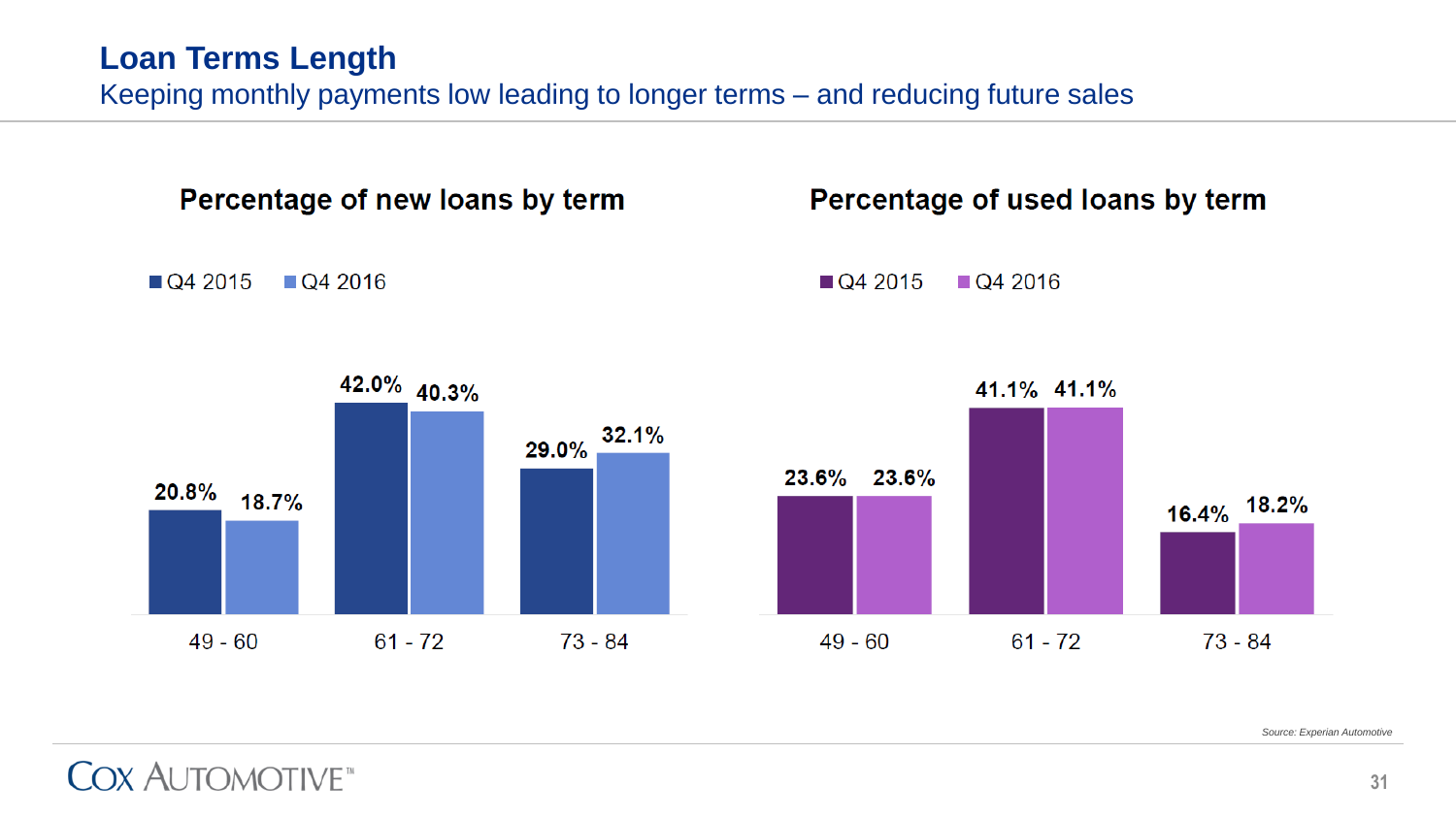# Loan Terms Length

Keeping monthly payments low leading to longer terms – and reducing future sales

### Percentage of new loans by term

Q4 2015 Q4 2016

20.8% 18.7%
42.0% 40.3%
29.0% 32.1%

49 - 60
61 - 72
73 - 84

### Percentage of used loans by term

Q4 2015 Q4 2016

23.6% 23.6%
41.1% 41.1%
16.4% 18.2%

49 - 60
61 - 72
73 - 84

*Source: Experian Automotive*

COX AUTOMOTIVE™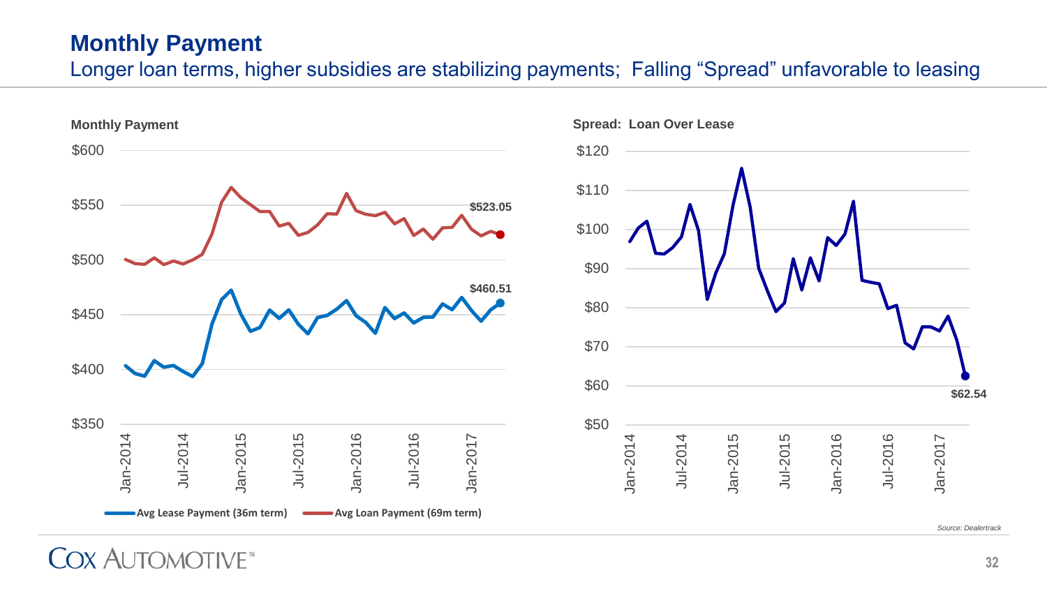# Monthly Payment

Longer loan terms, higher subsidies are stabilizing payments; Falling "Spread" unfavorable to leasing

**Monthly Payment**

$600
$550
$500
$450
$400
$350

Jan-2014
Jul-2014
Jan-2015
Jul-2015
Jan-2016
Jul-2016
Jan-2017

**$523.05**

**$460.51**

**Avg Lease Payment (36m term)**
**Avg Loan Payment (69m term)**

**Spread: Loan Over Lease**

$120
$110
$100
$90
$80
$70
$60
$50

Jan-2014
Jul-2014
Jan-2015
Jul-2015
Jan-2016
Jul-2016
Jan-2017

**$62.54**

*Source: Dealertrack*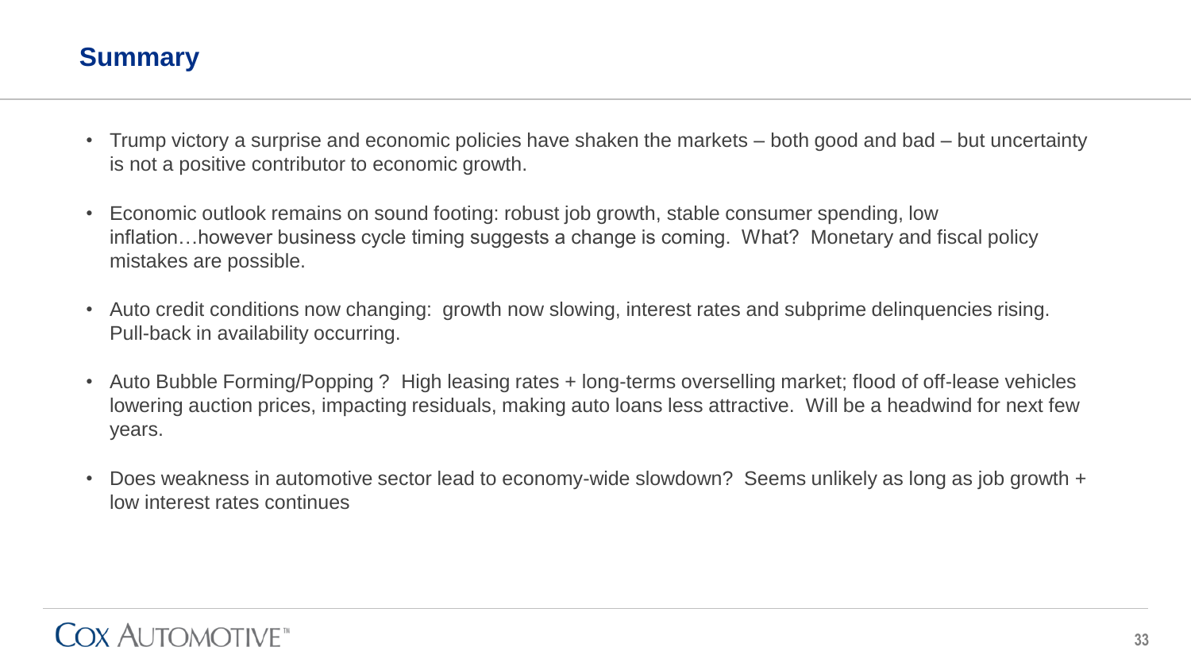## Summary

- Trump victory a surprise and economic policies have shaken the markets – both good and bad – but uncertainty is not a positive contributor to economic growth.
- Economic outlook remains on sound footing: robust job growth, stable consumer spending, low inflation…however business cycle timing suggests a change is coming. What? Monetary and fiscal policy mistakes are possible.
- Auto credit conditions now changing: growth now slowing, interest rates and subprime delinquencies rising. Pull-back in availability occurring.
- Auto Bubble Forming/Popping ? High leasing rates + long-terms overselling market; flood of off-lease vehicles lowering auction prices, impacting residuals, making auto loans less attractive. Will be a headwind for next few years.
- Does weakness in automotive sector lead to economy-wide slowdown? Seems unlikely as long as job growth + low interest rates continues

COX AUTOMOTIVE™